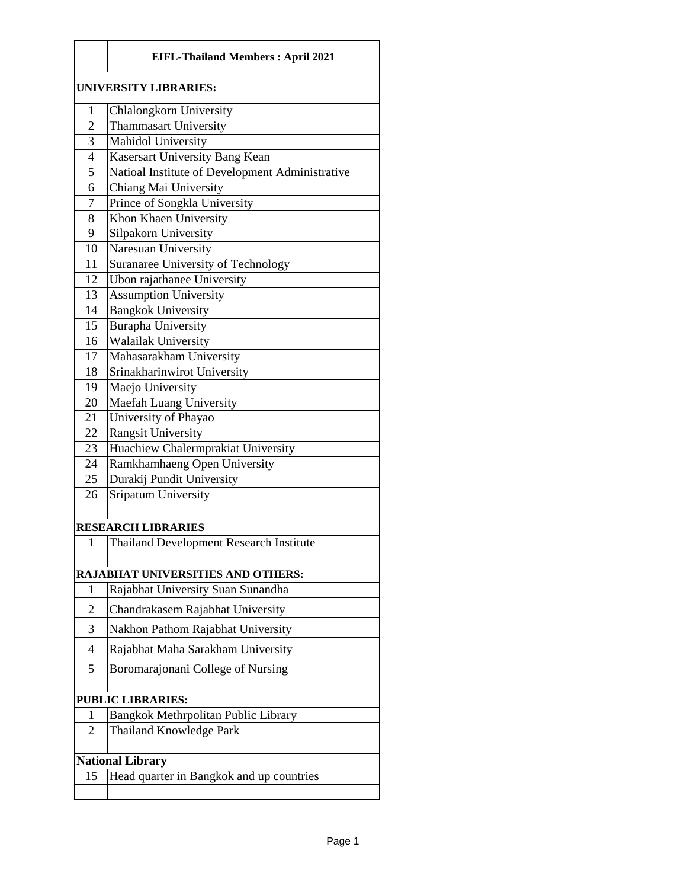| | EIFL-Thailand Members : April 2021 |
|---|---|
| **UNIVERSITY LIBRARIES:** | |
| 1 | Chlalongkorn University |
| 2 | Thammasart University |
| 3 | Mahidol University |
| 4 | Kasersart University Bang Kean |
| 5 | Natioal Institute of Development Administrative |
| 6 | Chiang Mai University |
| 7 | Prince of Songkla University |
| 8 | Khon Khaen University |
| 9 | Silpakorn University |
| 10 | Naresuan University |
| 11 | Suranaree University of Technology |
| 12 | Ubon rajathanee University |
| 13 | Assumption University |
| 14 | Bangkok University |
| 15 | Burapha University |
| 16 | Walailak University |
| 17 | Mahasarakham University |
| 18 | Srinakharinwirot University |
| 19 | Maejo University |
| 20 | Maefah Luang University |
| 21 | University of Phayao |
| 22 | Rangsit University |
| 23 | Huachiew Chalermprakiat University |
| 24 | Ramkhamhaeng Open University |
| 25 | Durakij Pundit University |
| 26 | Sripatum University |
| | |
| **RESEARCH LIBRARIES** | |
| 1 | Thailand Development Research Institute |
| | |
| **RAJABHAT UNIVERSITIES AND OTHERS:** | |
| 1 | Rajabhat University Suan Sunandha |
| 2 | Chandrakasem Rajabhat University |
| 3 | Nakhon Pathom Rajabhat University |
| 4 | Rajabhat Maha Sarakham University |
| 5 | Boromarajonani College of Nursing |
| | |
| **PUBLIC LIBRARIES:** | |
| 1 | Bangkok Methrpolitan Public Library |
| 2 | Thailand Knowledge Park |
| | |
| **National Library** | |
| 15 | Head quarter in Bangkok and up countries |
| | |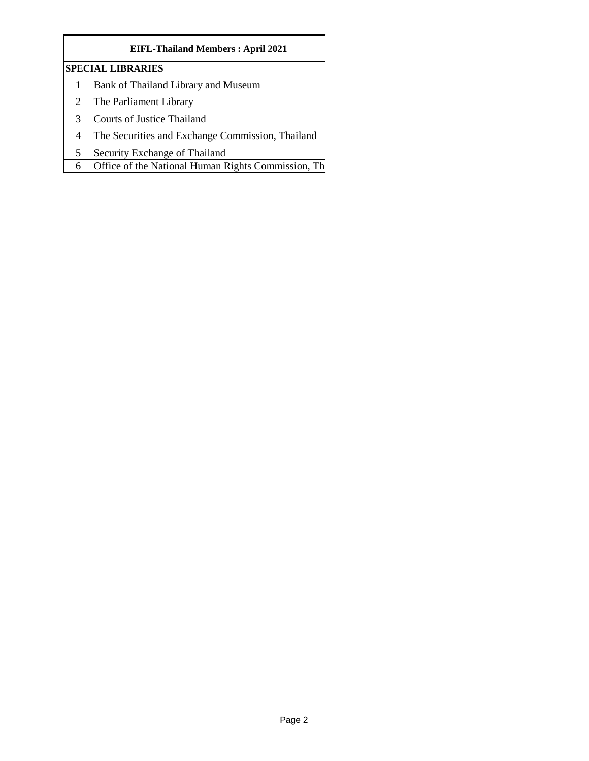| | EIFL-Thailand Members : April 2021 |
|---|---|
| **SPECIAL LIBRARIES** | |
| 1 | Bank of Thailand Library and Museum |
| 2 | The Parliament Library |
| 3 | Courts of Justice Thailand |
| 4 | The Securities and Exchange Commission, Thailand |
| 5 | Security Exchange of Thailand |
| 6 | Office of the National Human Rights Commission, Th |